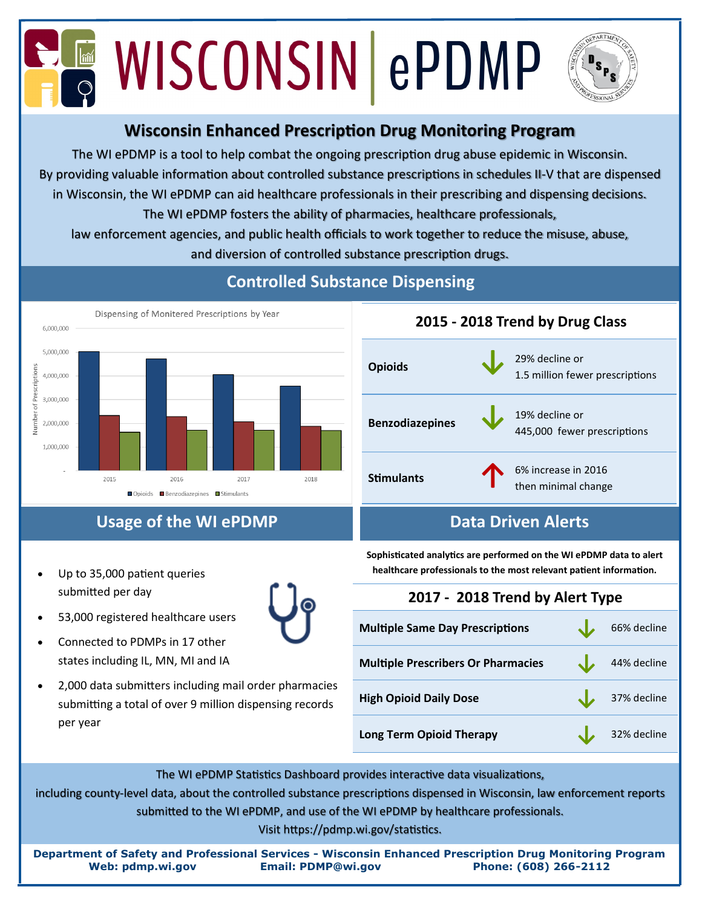# WISCONSIN | ePDMP

## Wisconsin Enhanced Prescription Drug Monitoring Program

The WI ePDMP is a tool to help combat the ongoing prescription drug abuse epidemic in Wisconsin. By providing valuable information about controlled substance prescriptions in schedules II-V that are dispensed in Wisconsin, the WI ePDMP can aid healthcare professionals in their prescribing and dispensing decisions. The WI ePDMP fosters the ability of pharmacies, healthcare professionals, law enforcement agencies, and public health officials to work together to reduce the misuse, abuse, and diversion of controlled substance prescription drugs.

## Controlled Substance Dispensing

Dispensing of Monitered Prescriptions by Year

### 2015 - 2018 Trend by Drug Class

| Drug Class | Trend | Change |
| --- | --- | --- |
| **Opioids** | ↓ | 29% decline or 1.5 million fewer prescriptions |
| **Benzodiazepines** | ↓ | 19% decline or 445,000 fewer prescriptions |
| **Stimulants** | ↑ | 6% increase in 2016 then minimal change |

## Usage of the WI ePDMP

- Up to 35,000 patient queries submitted per day
- 53,000 registered healthcare users
- Connected to PDMPs in 17 other states including IL, MN, MI and IA
- 2,000 data submitters including mail order pharmacies submitting a total of over 9 million dispensing records per year

## Data Driven Alerts

**Sophisticated analytics are performed on the WI ePDMP data to alert healthcare professionals to the most relevant patient information.**

### 2017 - 2018 Trend by Alert Type

| Alert Type | Trend | Change |
| --- | --- | --- |
| **Multiple Same Day Prescriptions** | ↓ | 66% decline |
| **Multiple Prescribers Or Pharmacies** | ↓ | 44% decline |
| **High Opioid Daily Dose** | ↓ | 37% decline |
| **Long Term Opioid Therapy** | ↓ | 32% decline |

The WI ePDMP Statistics Dashboard provides interactive data visualizations, including county-level data, about the controlled substance prescriptions dispensed in Wisconsin, law enforcement reports submitted to the WI ePDMP, and use of the WI ePDMP by healthcare professionals. Visit https://pdmp.wi.gov/statistics.

**Department of Safety and Professional Services - Wisconsin Enhanced Prescription Drug Monitoring Program**
**Web: pdmp.wi.gov Email: PDMP@wi.gov Phone: (608) 266-2112**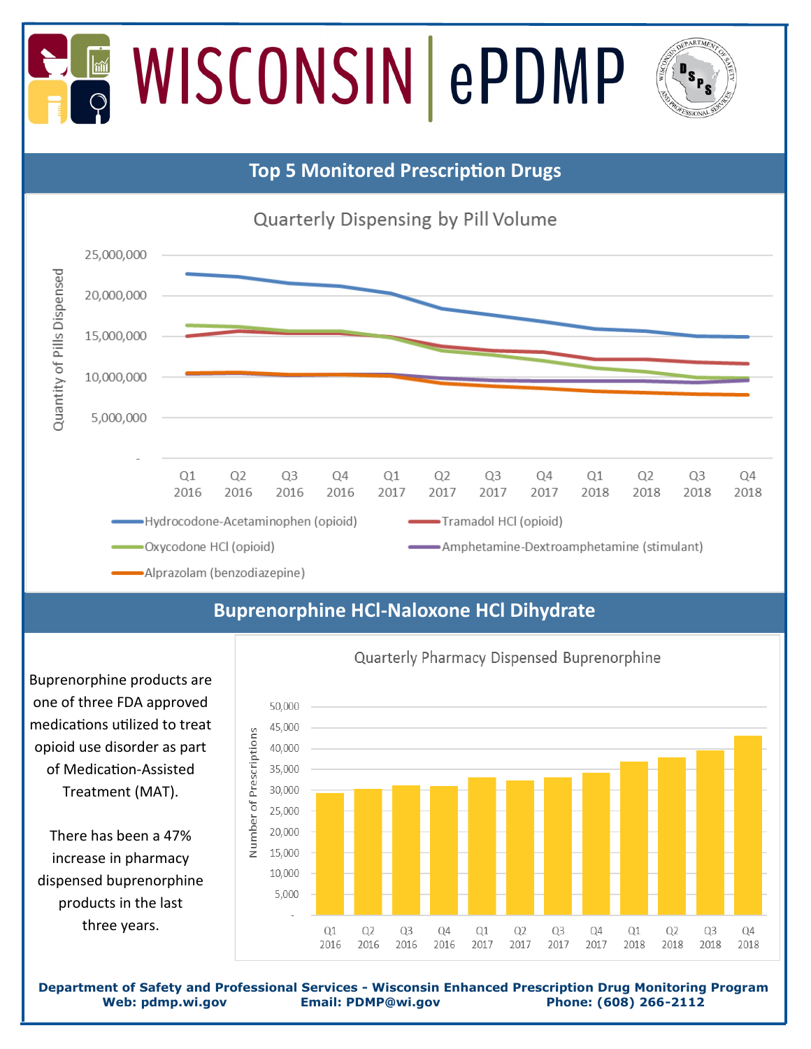# WISCONSIN | ePDMP

## Top 5 Monitored Prescription Drugs

Quarterly Dispensing by Pill Volume

Quantity of Pills Dispensed

25,000,000
20,000,000
15,000,000
10,000,000
5,000,000
-

Q1 2016, Q2 2016, Q3 2016, Q4 2016, Q1 2017, Q2 2017, Q3 2017, Q4 2017, Q1 2018, Q2 2018, Q3 2018, Q4 2018

Hydrocodone-Acetaminophen (opioid)
Tramadol HCl (opioid)
Oxycodone HCl (opioid)
Amphetamine-Dextroamphetamine (stimulant)
Alprazolam (benzodiazepine)

## Buprenorphine HCl-Naloxone HCl Dihydrate

Buprenorphine products are one of three FDA approved medications utilized to treat opioid use disorder as part of Medication-Assisted Treatment (MAT).

There has been a 47% increase in pharmacy dispensed buprenorphine products in the last three years.

Quarterly Pharmacy Dispensed Buprenorphine

Number of Prescriptions

50,000
45,000
40,000
35,000
30,000
25,000
20,000
15,000
10,000
5,000
-

Q1 2016, Q2 2016, Q3 2016, Q4 2016, Q1 2017, Q2 2017, Q3 2017, Q4 2017, Q1 2018, Q2 2018, Q3 2018, Q4 2018

**Department of Safety and Professional Services - Wisconsin Enhanced Prescription Drug Monitoring Program**
**Web: pdmp.wi.gov Email: PDMP@wi.gov Phone: (608) 266-2112**